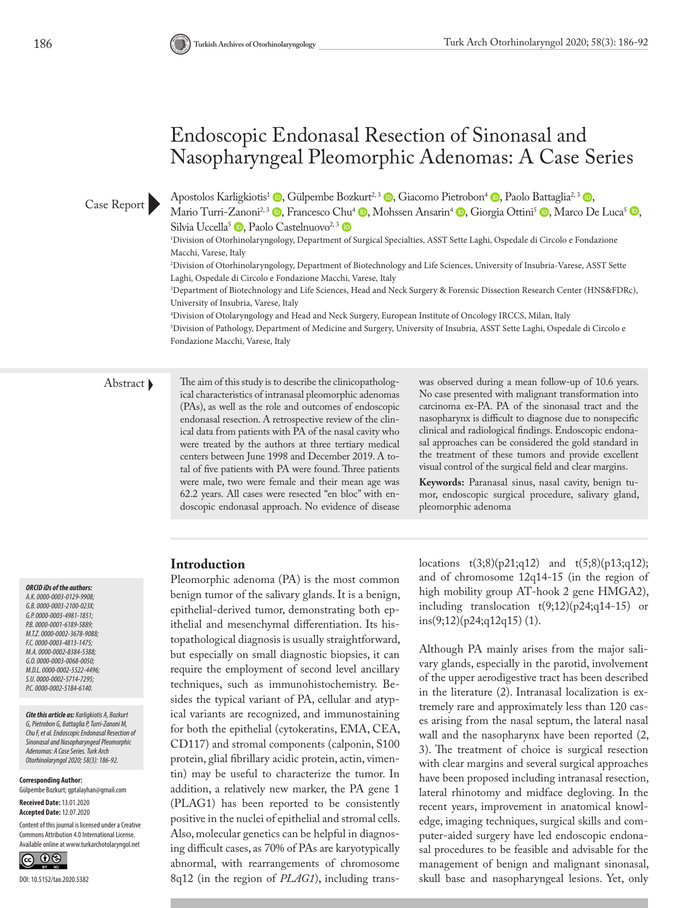# Endoscopic Endonasal Resection of Sinonasal and Nasopharyngeal Pleomorphic Adenomas: A Case Series

Case Report

Apostolos Karligkiotis[1], Gülpembe Bozkurt[2,3], Giacomo Pietrobon[4], Paolo Battaglia[2,3], Mario Turri-Zanoni[2,3], Francesco Chu[4], Mohssen Ansarin[4], Giorgia Ottini[5], Marco De Luca[5], Silvia Uccella[5], Paolo Castelnuovo[2,3]

[1]Division of Otorhinolaryngology, Department of Surgical Specialties, ASST Sette Laghi, Ospedale di Circolo e Fondazione Macchi, Varese, Italy

[2]Division of Otorhinolaryngology, Department of Biotechnology and Life Sciences, University of Insubria-Varese, ASST Sette Laghi, Ospedale di Circolo e Fondazione Macchi, Varese, Italy

[3]Department of Biotechnology and Life Sciences, Head and Neck Surgery & Forensic Dissection Research Center (HNS&FDRc), University of Insubria, Varese, Italy

[4]Division of Otolaryngology and Head and Neck Surgery, European Institute of Oncology IRCCS, Milan, Italy

[5]Division of Pathology, Department of Medicine and Surgery, University of Insubria, ASST Sette Laghi, Ospedale di Circolo e Fondazione Macchi, Varese, Italy

## Abstract

The aim of this study is to describe the clinicopathological characteristics of intranasal pleomorphic adenomas (PAs), as well as the role and outcomes of endoscopic endonasal resection. A retrospective review of the clinical data from patients with PA of the nasal cavity who were treated by the authors at three tertiary medical centers between June 1998 and December 2019. A total of five patients with PA were found. Three patients were male, two were female and their mean age was 62.2 years. All cases were resected "en bloc" with endoscopic endonasal approach. No evidence of disease was observed during a mean follow-up of 10.6 years. No case presented with malignant transformation into carcinoma ex-PA. PA of the sinonasal tract and the nasopharynx is difficult to diagnose due to nonspecific clinical and radiological findings. Endoscopic endonasal approaches can be considered the gold standard in the treatment of these tumors and provide excellent visual control of the surgical field and clear margins.

**Keywords:** Paranasal sinus, nasal cavity, benign tumor, endoscopic surgical procedure, salivary gland, pleomorphic adenoma

***ORCID iDs of the authors:***
*A.K. 0000-0003-0129-9908;*
*G.B. 0000-0003-2100-023X;*
*G.P. 0000-0003-4981-1851;*
*P.B. 0000-0001-6189-5889;*
*M.T.Z. 0000-0002-3678-9088;*
*F.C. 0000-0003-4813-1475;*
*M.A. 0000-0002-8384-5388;*
*G.O. 0000-0003-0068-0050;*
*M.D.L. 0000-0002-5522-4496;*
*S.U. 0000-0002-5714-7295;*
*P.C. 0000-0002-5184-6140.*

***Cite this article as:*** *Karligkiotis A, Bozkurt G, Pietrobon G, Battaglia P, Turri-Zanoni M, Chu F, et al. Endoscopic Endonasal Resection of Sinonasal and Nasopharyngeal Pleomorphic Adenomas: A Case Series. Turk Arch Otorhinolaryngol 2020; 58(3): 186-92.*

**Corresponding Author:** Gülpembe Bozkurt; gptalayhan@gmail.com

**Received Date:** 13.01.2020

**Accepted Date:** 12.07.2020

Content of this journal is licensed under a Creative Commons Attribution 4.0 International License. Available online at www.turkarchotolaryngol.net

DOI: 10.5152/tao.2020.5382

## Introduction

Pleomorphic adenoma (PA) is the most common benign tumor of the salivary glands. It is a benign, epithelial-derived tumor, demonstrating both epithelial and mesenchymal differentiation. Its histopathological diagnosis is usually straightforward, but especially on small diagnostic biopsies, it can require the employment of second level ancillary techniques, such as immunohistochemistry. Besides the typical variant of PA, cellular and atypical variants are recognized, and immunostaining for both the epithelial (cytokeratins, EMA, CEA, CD117) and stromal components (calponin, S100 protein, glial fibrillary acidic protein, actin, vimentin) may be useful to characterize the tumor. In addition, a relatively new marker, the PA gene 1 (PLAG1) has been reported to be consistently positive in the nuclei of epithelial and stromal cells. Also, molecular genetics can be helpful in diagnosing difficult cases, as 70% of PAs are karyotypically abnormal, with rearrangements of chromosome 8q12 (in the region of *PLAG1*), including translocations t(3;8)(p21;q12) and t(5;8)(p13;q12); and of chromosome 12q14-15 (in the region of high mobility group AT-hook 2 gene HMGA2), including translocation t(9;12)(p24;q14-15) or ins(9;12)(p24;q12q15) (1).

Although PA mainly arises from the major salivary glands, especially in the parotid, involvement of the upper aerodigestive tract has been described in the literature (2). Intranasal localization is extremely rare and approximately less than 120 cases arising from the nasal septum, the lateral nasal wall and the nasopharynx have been reported (2, 3). The treatment of choice is surgical resection with clear margins and several surgical approaches have been proposed including intranasal resection, lateral rhinotomy and midface degloving. In the recent years, improvement in anatomical knowledge, imaging techniques, surgical skills and computer-aided surgery have led endoscopic endonasal procedures to be feasible and advisable for the management of benign and malignant sinonasal, skull base and nasopharyngeal lesions. Yet, only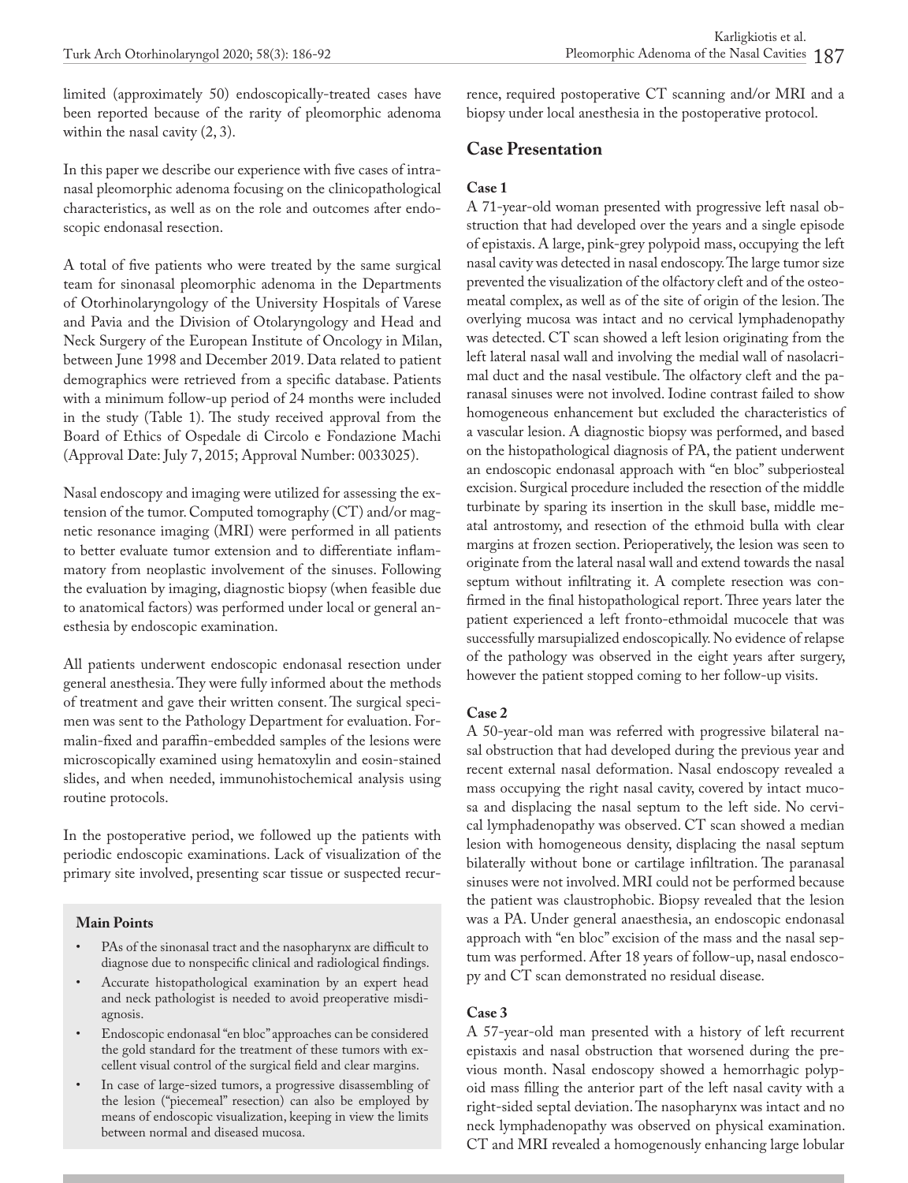limited (approximately 50) endoscopically-treated cases have been reported because of the rarity of pleomorphic adenoma within the nasal cavity (2, 3).

In this paper we describe our experience with five cases of intranasal pleomorphic adenoma focusing on the clinicopathological characteristics, as well as on the role and outcomes after endoscopic endonasal resection.

A total of five patients who were treated by the same surgical team for sinonasal pleomorphic adenoma in the Departments of Otorhinolaryngology of the University Hospitals of Varese and Pavia and the Division of Otolaryngology and Head and Neck Surgery of the European Institute of Oncology in Milan, between June 1998 and December 2019. Data related to patient demographics were retrieved from a specific database. Patients with a minimum follow-up period of 24 months were included in the study (Table 1). The study received approval from the Board of Ethics of Ospedale di Circolo e Fondazione Machi (Approval Date: July 7, 2015; Approval Number: 0033025).

Nasal endoscopy and imaging were utilized for assessing the extension of the tumor. Computed tomography (CT) and/or magnetic resonance imaging (MRI) were performed in all patients to better evaluate tumor extension and to differentiate inflammatory from neoplastic involvement of the sinuses. Following the evaluation by imaging, diagnostic biopsy (when feasible due to anatomical factors) was performed under local or general anesthesia by endoscopic examination.

All patients underwent endoscopic endonasal resection under general anesthesia. They were fully informed about the methods of treatment and gave their written consent. The surgical specimen was sent to the Pathology Department for evaluation. Formalin-fixed and paraffin-embedded samples of the lesions were microscopically examined using hematoxylin and eosin-stained slides, and when needed, immunohistochemical analysis using routine protocols.

In the postoperative period, we followed up the patients with periodic endoscopic examinations. Lack of visualization of the primary site involved, presenting scar tissue or suspected recurrence, required postoperative CT scanning and/or MRI and a biopsy under local anesthesia in the postoperative protocol.

**Main Points**

- PAs of the sinonasal tract and the nasopharynx are difficult to diagnose due to nonspecific clinical and radiological findings.
- Accurate histopathological examination by an expert head and neck pathologist is needed to avoid preoperative misdiagnosis.
- Endoscopic endonasal "en bloc" approaches can be considered the gold standard for the treatment of these tumors with excellent visual control of the surgical field and clear margins.
- In case of large-sized tumors, a progressive disassembling of the lesion ("piecemeal" resection) can also be employed by means of endoscopic visualization, keeping in view the limits between normal and diseased mucosa.

## Case Presentation

### Case 1

A 71-year-old woman presented with progressive left nasal obstruction that had developed over the years and a single episode of epistaxis. A large, pink-grey polypoid mass, occupying the left nasal cavity was detected in nasal endoscopy. The large tumor size prevented the visualization of the olfactory cleft and of the osteomeatal complex, as well as of the site of origin of the lesion. The overlying mucosa was intact and no cervical lymphadenopathy was detected. CT scan showed a left lesion originating from the left lateral nasal wall and involving the medial wall of nasolacrimal duct and the nasal vestibule. The olfactory cleft and the paranasal sinuses were not involved. Iodine contrast failed to show homogeneous enhancement but excluded the characteristics of a vascular lesion. A diagnostic biopsy was performed, and based on the histopathological diagnosis of PA, the patient underwent an endoscopic endonasal approach with "en bloc" subperiosteal excision. Surgical procedure included the resection of the middle turbinate by sparing its insertion in the skull base, middle meatal antrostomy, and resection of the ethmoid bulla with clear margins at frozen section. Perioperatively, the lesion was seen to originate from the lateral nasal wall and extend towards the nasal septum without infiltrating it. A complete resection was confirmed in the final histopathological report. Three years later the patient experienced a left fronto-ethmoidal mucocele that was successfully marsupialized endoscopically. No evidence of relapse of the pathology was observed in the eight years after surgery, however the patient stopped coming to her follow-up visits.

### Case 2

A 50-year-old man was referred with progressive bilateral nasal obstruction that had developed during the previous year and recent external nasal deformation. Nasal endoscopy revealed a mass occupying the right nasal cavity, covered by intact mucosa and displacing the nasal septum to the left side. No cervical lymphadenopathy was observed. CT scan showed a median lesion with homogeneous density, displacing the nasal septum bilaterally without bone or cartilage infiltration. The paranasal sinuses were not involved. MRI could not be performed because the patient was claustrophobic. Biopsy revealed that the lesion was a PA. Under general anaesthesia, an endoscopic endonasal approach with "en bloc" excision of the mass and the nasal septum was performed. After 18 years of follow-up, nasal endoscopy and CT scan demonstrated no residual disease.

### Case 3

A 57-year-old man presented with a history of left recurrent epistaxis and nasal obstruction that worsened during the previous month. Nasal endoscopy showed a hemorrhagic polypoid mass filling the anterior part of the left nasal cavity with a right-sided septal deviation. The nasopharynx was intact and no neck lymphadenopathy was observed on physical examination. CT and MRI revealed a homogenously enhancing large lobular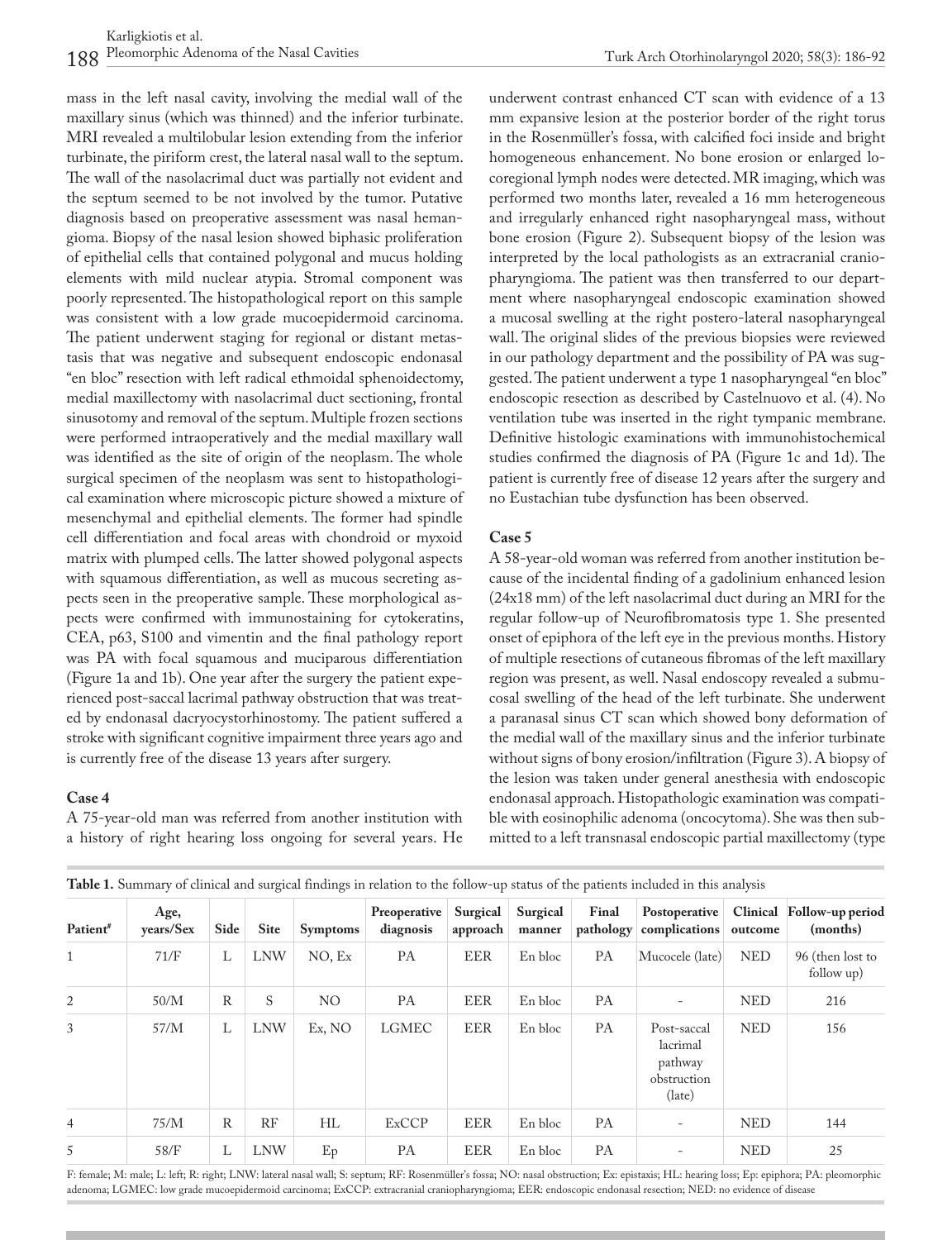mass in the left nasal cavity, involving the medial wall of the maxillary sinus (which was thinned) and the inferior turbinate. MRI revealed a multilobular lesion extending from the inferior turbinate, the piriform crest, the lateral nasal wall to the septum. The wall of the nasolacrimal duct was partially not evident and the septum seemed to be not involved by the tumor. Putative diagnosis based on preoperative assessment was nasal hemangioma. Biopsy of the nasal lesion showed biphasic proliferation of epithelial cells that contained polygonal and mucus holding elements with mild nuclear atypia. Stromal component was poorly represented. The histopathological report on this sample was consistent with a low grade mucoepidermoid carcinoma. The patient underwent staging for regional or distant metastasis that was negative and subsequent endoscopic endonasal "en bloc" resection with left radical ethmoidal sphenoidectomy, medial maxillectomy with nasolacrimal duct sectioning, frontal sinusotomy and removal of the septum. Multiple frozen sections were performed intraoperatively and the medial maxillary wall was identified as the site of origin of the neoplasm. The whole surgical specimen of the neoplasm was sent to histopathological examination where microscopic picture showed a mixture of mesenchymal and epithelial elements. The former had spindle cell differentiation and focal areas with chondroid or myxoid matrix with plumped cells. The latter showed polygonal aspects with squamous differentiation, as well as mucous secreting aspects seen in the preoperative sample. These morphological aspects were confirmed with immunostaining for cytokeratins, CEA, p63, S100 and vimentin and the final pathology report was PA with focal squamous and muciparous differentiation (Figure 1a and 1b). One year after the surgery the patient experienced post-saccal lacrimal pathway obstruction that was treated by endonasal dacryocystorhinostomy. The patient suffered a stroke with significant cognitive impairment three years ago and is currently free of the disease 13 years after surgery.

### Case 4

A 75-year-old man was referred from another institution with a history of right hearing loss ongoing for several years. He underwent contrast enhanced CT scan with evidence of a 13 mm expansive lesion at the posterior border of the right torus in the Rosenmüller's fossa, with calcified foci inside and bright homogeneous enhancement. No bone erosion or enlarged locoregional lymph nodes were detected. MR imaging, which was performed two months later, revealed a 16 mm heterogeneous and irregularly enhanced right nasopharyngeal mass, without bone erosion (Figure 2). Subsequent biopsy of the lesion was interpreted by the local pathologists as an extracranial craniopharyngioma. The patient was then transferred to our department where nasopharyngeal endoscopic examination showed a mucosal swelling at the right postero-lateral nasopharyngeal wall. The original slides of the previous biopsies were reviewed in our pathology department and the possibility of PA was suggested. The patient underwent a type 1 nasopharyngeal "en bloc" endoscopic resection as described by Castelnuovo et al. (4). No ventilation tube was inserted in the right tympanic membrane. Definitive histologic examinations with immunohistochemical studies confirmed the diagnosis of PA (Figure 1c and 1d). The patient is currently free of disease 12 years after the surgery and no Eustachian tube dysfunction has been observed.

### Case 5

A 58-year-old woman was referred from another institution because of the incidental finding of a gadolinium enhanced lesion (24x18 mm) of the left nasolacrimal duct during an MRI for the regular follow-up of Neurofibromatosis type 1. She presented onset of epiphora of the left eye in the previous months. History of multiple resections of cutaneous fibromas of the left maxillary region was present, as well. Nasal endoscopy revealed a submucosal swelling of the head of the left turbinate. She underwent a paranasal sinus CT scan which showed bony deformation of the medial wall of the maxillary sinus and the inferior turbinate without signs of bony erosion/infiltration (Figure 3). A biopsy of the lesion was taken under general anesthesia with endoscopic endonasal approach. Histopathologic examination was compatible with eosinophilic adenoma (oncocytoma). She was then submitted to a left transnasal endoscopic partial maxillectomy (type

**Table 1.** Summary of clinical and surgical findings in relation to the follow-up status of the patients included in this analysis

| Patient# | Age, years/Sex | Side | Site | Symptoms | Preoperative diagnosis | Surgical approach | Surgical manner | Final pathology | Postoperative complications | Clinical outcome | Follow-up period (months) |
|---|---|---|---|---|---|---|---|---|---|---|---|
| 1 | 71/F | L | LNW | NO, Ex | PA | EER | En bloc | PA | Mucocele (late) | NED | 96 (then lost to follow up) |
| 2 | 50/M | R | S | NO | PA | EER | En bloc | PA | - | NED | 216 |
| 3 | 57/M | L | LNW | Ex, NO | LGMEC | EER | En bloc | PA | Post-saccal lacrimal pathway obstruction (late) | NED | 156 |
| 4 | 75/M | R | RF | HL | ExCCP | EER | En bloc | PA | - | NED | 144 |
| 5 | 58/F | L | LNW | Ep | PA | EER | En bloc | PA | - | NED | 25 |

F: female; M: male; L: left; R: right; LNW: lateral nasal wall; S: septum; RF: Rosenmüller's fossa; NO: nasal obstruction; Ex: epistaxis; HL: hearing loss; Ep: epiphora; PA: pleomorphic adenoma; LGMEC: low grade mucoepidermoid carcinoma; ExCCP: extracranial craniopharyngioma; EER: endoscopic endonasal resection; NED: no evidence of disease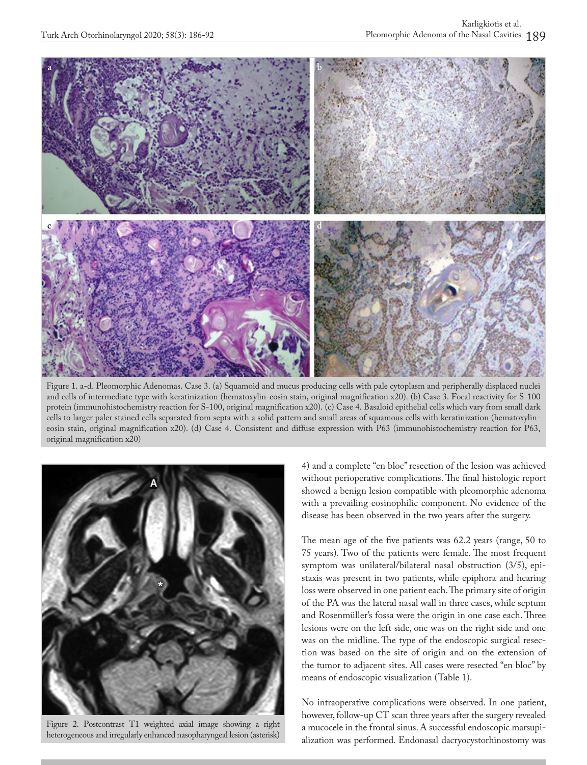Figure 1. a-d. Pleomorphic Adenomas. Case 3. (a) Squamoid and mucus producing cells with pale cytoplasm and peripherally displaced nuclei and cells of intermediate type with keratinization (hematoxylin-eosin stain, original magnification x20). (b) Case 3. Focal reactivity for S-100 protein (immunohistochemistry reaction for S-100, original magnification x20). (c) Case 4. Basaloid epithelial cells which vary from small dark cells to larger paler stained cells separated from septa with a solid pattern and small areas of squamous cells with keratinization (hematoxylin-eosin stain, original magnification x20). (d) Case 4. Consistent and diffuse expression with P63 (immunohistochemistry reaction for P63, original magnification x20)

Figure 2. Postcontrast T1 weighted axial image showing a right heterogeneous and irregularly enhanced nasopharyngeal lesion (asterisk)

4) and a complete "en bloc" resection of the lesion was achieved without perioperative complications. The final histologic report showed a benign lesion compatible with pleomorphic adenoma with a prevailing eosinophilic component. No evidence of the disease has been observed in the two years after the surgery.

The mean age of the five patients was 62.2 years (range, 50 to 75 years). Two of the patients were female. The most frequent symptom was unilateral/bilateral nasal obstruction (3/5), epistaxis was present in two patients, while epiphora and hearing loss were observed in one patient each. The primary site of origin of the PA was the lateral nasal wall in three cases, while septum and Rosenmüller's fossa were the origin in one case each. Three lesions were on the left side, one was on the right side and one was on the midline. The type of the endoscopic surgical resection was based on the site of origin and on the extension of the tumor to adjacent sites. All cases were resected "en bloc" by means of endoscopic visualization (Table 1).

No intraoperative complications were observed. In one patient, however, follow-up CT scan three years after the surgery revealed a mucocele in the frontal sinus. A successful endoscopic marsupialization was performed. Endonasal dacryocystorhinostomy was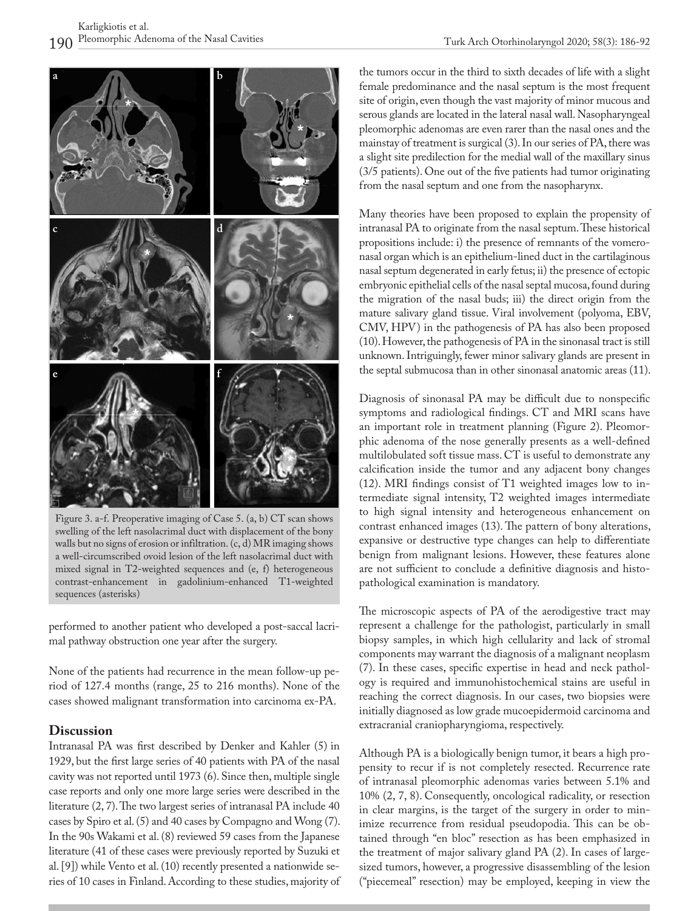Figure 3. a-f. Preoperative imaging of Case 5. (a, b) CT scan shows swelling of the left nasolacrimal duct with displacement of the bony walls but no signs of erosion or infiltration. (c, d) MR imaging shows a well-circumscribed ovoid lesion of the left nasolacrimal duct with mixed signal in T2-weighted sequences and (e, f) heterogeneous contrast-enhancement in gadolinium-enhanced T1-weighted sequences (asterisks)

performed to another patient who developed a post-saccal lacrimal pathway obstruction one year after the surgery.

None of the patients had recurrence in the mean follow-up period of 127.4 months (range, 25 to 216 months). None of the cases showed malignant transformation into carcinoma ex-PA.

## Discussion

Intranasal PA was first described by Denker and Kahler (5) in 1929, but the first large series of 40 patients with PA of the nasal cavity was not reported until 1973 (6). Since then, multiple single case reports and only one more large series were described in the literature (2, 7). The two largest series of intranasal PA include 40 cases by Spiro et al. (5) and 40 cases by Compagno and Wong (7). In the 90s Wakami et al. (8) reviewed 59 cases from the Japanese literature (41 of these cases were previously reported by Suzuki et al. [9]) while Vento et al. (10) recently presented a nationwide series of 10 cases in Finland. According to these studies, majority of the tumors occur in the third to sixth decades of life with a slight female predominance and the nasal septum is the most frequent site of origin, even though the vast majority of minor mucous and serous glands are located in the lateral nasal wall. Nasopharyngeal pleomorphic adenomas are even rarer than the nasal ones and the mainstay of treatment is surgical (3). In our series of PA, there was a slight site predilection for the medial wall of the maxillary sinus (3/5 patients). One out of the five patients had tumor originating from the nasal septum and one from the nasopharynx.

Many theories have been proposed to explain the propensity of intranasal PA to originate from the nasal septum. These historical propositions include: i) the presence of remnants of the vomeronasal organ which is an epithelium-lined duct in the cartilaginous nasal septum degenerated in early fetus; ii) the presence of ectopic embryonic epithelial cells of the nasal septal mucosa, found during the migration of the nasal buds; iii) the direct origin from the mature salivary gland tissue. Viral involvement (polyoma, EBV, CMV, HPV) in the pathogenesis of PA has also been proposed (10). However, the pathogenesis of PA in the sinonasal tract is still unknown. Intriguingly, fewer minor salivary glands are present in the septal submucosa than in other sinonasal anatomic areas (11).

Diagnosis of sinonasal PA may be difficult due to nonspecific symptoms and radiological findings. CT and MRI scans have an important role in treatment planning (Figure 2). Pleomorphic adenoma of the nose generally presents as a well-defined multilobulated soft tissue mass. CT is useful to demonstrate any calcification inside the tumor and any adjacent bony changes (12). MRI findings consist of T1 weighted images low to intermediate signal intensity, T2 weighted images intermediate to high signal intensity and heterogeneous enhancement on contrast enhanced images (13). The pattern of bony alterations, expansive or destructive type changes can help to differentiate benign from malignant lesions. However, these features alone are not sufficient to conclude a definitive diagnosis and histopathological examination is mandatory.

The microscopic aspects of PA of the aerodigestive tract may represent a challenge for the pathologist, particularly in small biopsy samples, in which high cellularity and lack of stromal components may warrant the diagnosis of a malignant neoplasm (7). In these cases, specific expertise in head and neck pathology is required and immunohistochemical stains are useful in reaching the correct diagnosis. In our cases, two biopsies were initially diagnosed as low grade mucoepidermoid carcinoma and extracranial craniopharyngioma, respectively.

Although PA is a biologically benign tumor, it bears a high propensity to recur if is not completely resected. Recurrence rate of intranasal pleomorphic adenomas varies between 5.1% and 10% (2, 7, 8). Consequently, oncological radicality, or resection in clear margins, is the target of the surgery in order to minimize recurrence from residual pseudopodia. This can be obtained through "en bloc" resection as has been emphasized in the treatment of major salivary gland PA (2). In cases of large-sized tumors, however, a progressive disassembling of the lesion ("piecemeal" resection) may be employed, keeping in view the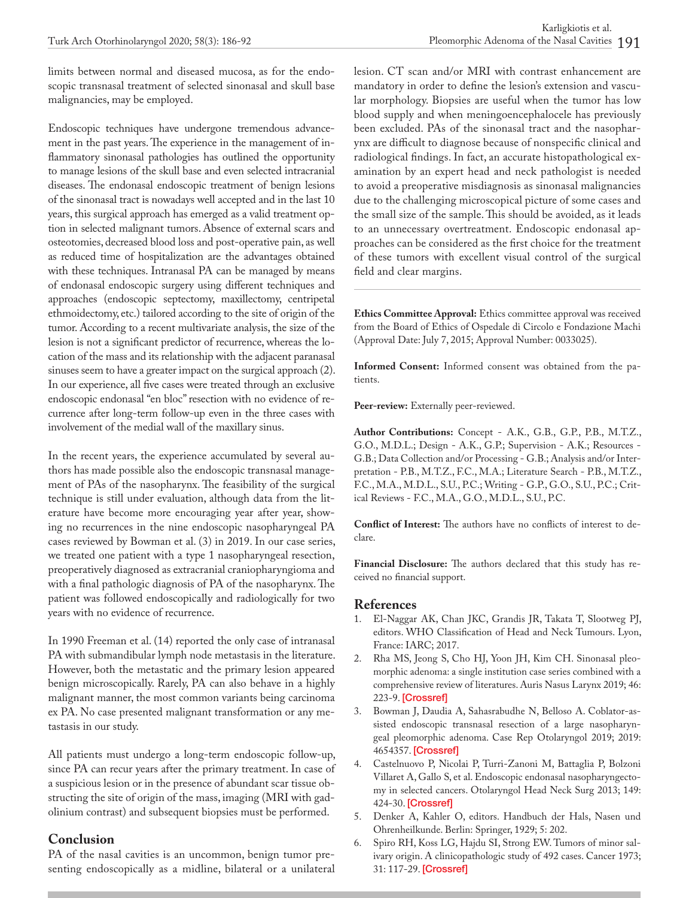limits between normal and diseased mucosa, as for the endoscopic transnasal treatment of selected sinonasal and skull base malignancies, may be employed.

Endoscopic techniques have undergone tremendous advancement in the past years. The experience in the management of inflammatory sinonasal pathologies has outlined the opportunity to manage lesions of the skull base and even selected intracranial diseases. The endonasal endoscopic treatment of benign lesions of the sinonasal tract is nowadays well accepted and in the last 10 years, this surgical approach has emerged as a valid treatment option in selected malignant tumors. Absence of external scars and osteotomies, decreased blood loss and post-operative pain, as well as reduced time of hospitalization are the advantages obtained with these techniques. Intranasal PA can be managed by means of endonasal endoscopic surgery using different techniques and approaches (endoscopic septectomy, maxillectomy, centripetal ethmoidectomy, etc.) tailored according to the site of origin of the tumor. According to a recent multivariate analysis, the size of the lesion is not a significant predictor of recurrence, whereas the location of the mass and its relationship with the adjacent paranasal sinuses seem to have a greater impact on the surgical approach (2). In our experience, all five cases were treated through an exclusive endoscopic endonasal "en bloc" resection with no evidence of recurrence after long-term follow-up even in the three cases with involvement of the medial wall of the maxillary sinus.

In the recent years, the experience accumulated by several authors has made possible also the endoscopic transnasal management of PAs of the nasopharynx. The feasibility of the surgical technique is still under evaluation, although data from the literature have become more encouraging year after year, showing no recurrences in the nine endoscopic nasopharyngeal PA cases reviewed by Bowman et al. (3) in 2019. In our case series, we treated one patient with a type 1 nasopharyngeal resection, preoperatively diagnosed as extracranial craniopharyngioma and with a final pathologic diagnosis of PA of the nasopharynx. The patient was followed endoscopically and radiologically for two years with no evidence of recurrence.

In 1990 Freeman et al. (14) reported the only case of intranasal PA with submandibular lymph node metastasis in the literature. However, both the metastatic and the primary lesion appeared benign microscopically. Rarely, PA can also behave in a highly malignant manner, the most common variants being carcinoma ex PA. No case presented malignant transformation or any metastasis in our study.

All patients must undergo a long-term endoscopic follow-up, since PA can recur years after the primary treatment. In case of a suspicious lesion or in the presence of abundant scar tissue obstructing the site of origin of the mass, imaging (MRI with gadolinium contrast) and subsequent biopsies must be performed.

## Conclusion

PA of the nasal cavities is an uncommon, benign tumor presenting endoscopically as a midline, bilateral or a unilateral lesion. CT scan and/or MRI with contrast enhancement are mandatory in order to define the lesion's extension and vascular morphology. Biopsies are useful when the tumor has low blood supply and when meningoencephalocele has previously been excluded. PAs of the sinonasal tract and the nasopharynx are difficult to diagnose because of nonspecific clinical and radiological findings. In fact, an accurate histopathological examination by an expert head and neck pathologist is needed to avoid a preoperative misdiagnosis as sinonasal malignancies due to the challenging microscopical picture of some cases and the small size of the sample. This should be avoided, as it leads to an unnecessary overtreatment. Endoscopic endonasal approaches can be considered as the first choice for the treatment of these tumors with excellent visual control of the surgical field and clear margins.

**Ethics Committee Approval:** Ethics committee approval was received from the Board of Ethics of Ospedale di Circolo e Fondazione Machi (Approval Date: July 7, 2015; Approval Number: 0033025).

**Informed Consent:** Informed consent was obtained from the patients.

**Peer-review:** Externally peer-reviewed.

**Author Contributions:** Concept - A.K., G.B., G.P., P.B., M.T.Z., G.O., M.D.L.; Design - A.K., G.P.; Supervision - A.K.; Resources - G.B.; Data Collection and/or Processing - G.B.; Analysis and/or Interpretation - P.B., M.T.Z., F.C., M.A.; Literature Search - P.B., M.T.Z., F.C., M.A., M.D.L., S.U., P.C.; Writing - G.P., G.O., S.U., P.C.; Critical Reviews - F.C., M.A., G.O., M.D.L., S.U., P.C.

**Conflict of Interest:** The authors have no conflicts of interest to declare.

**Financial Disclosure:** The authors declared that this study has received no financial support.

## References

1. El-Naggar AK, Chan JKC, Grandis JR, Takata T, Slootweg PJ, editors. WHO Classification of Head and Neck Tumours. Lyon, France: IARC; 2017.
2. Rha MS, Jeong S, Cho HJ, Yoon JH, Kim CH. Sinonasal pleomorphic adenoma: a single institution case series combined with a comprehensive review of literatures. Auris Nasus Larynx 2019; 46: 223-9. [Crossref]
3. Bowman J, Daudia A, Sahasrabudhe N, Belloso A. Coblator-assisted endoscopic transnasal resection of a large nasopharyngeal pleomorphic adenoma. Case Rep Otolaryngol 2019; 2019: 4654357. [Crossref]
4. Castelnuovo P, Nicolai P, Turri-Zanoni M, Battaglia P, Bolzoni Villaret A, Gallo S, et al. Endoscopic endonasal nasopharyngectomy in selected cancers. Otolaryngol Head Neck Surg 2013; 149: 424-30. [Crossref]
5. Denker A, Kahler O, editors. Handbuch der Hals, Nasen und Ohrenheilkunde. Berlin: Springer, 1929; 5: 202.
6. Spiro RH, Koss LG, Hajdu SI, Strong EW. Tumors of minor salivary origin. A clinicopathologic study of 492 cases. Cancer 1973; 31: 117-29. [Crossref]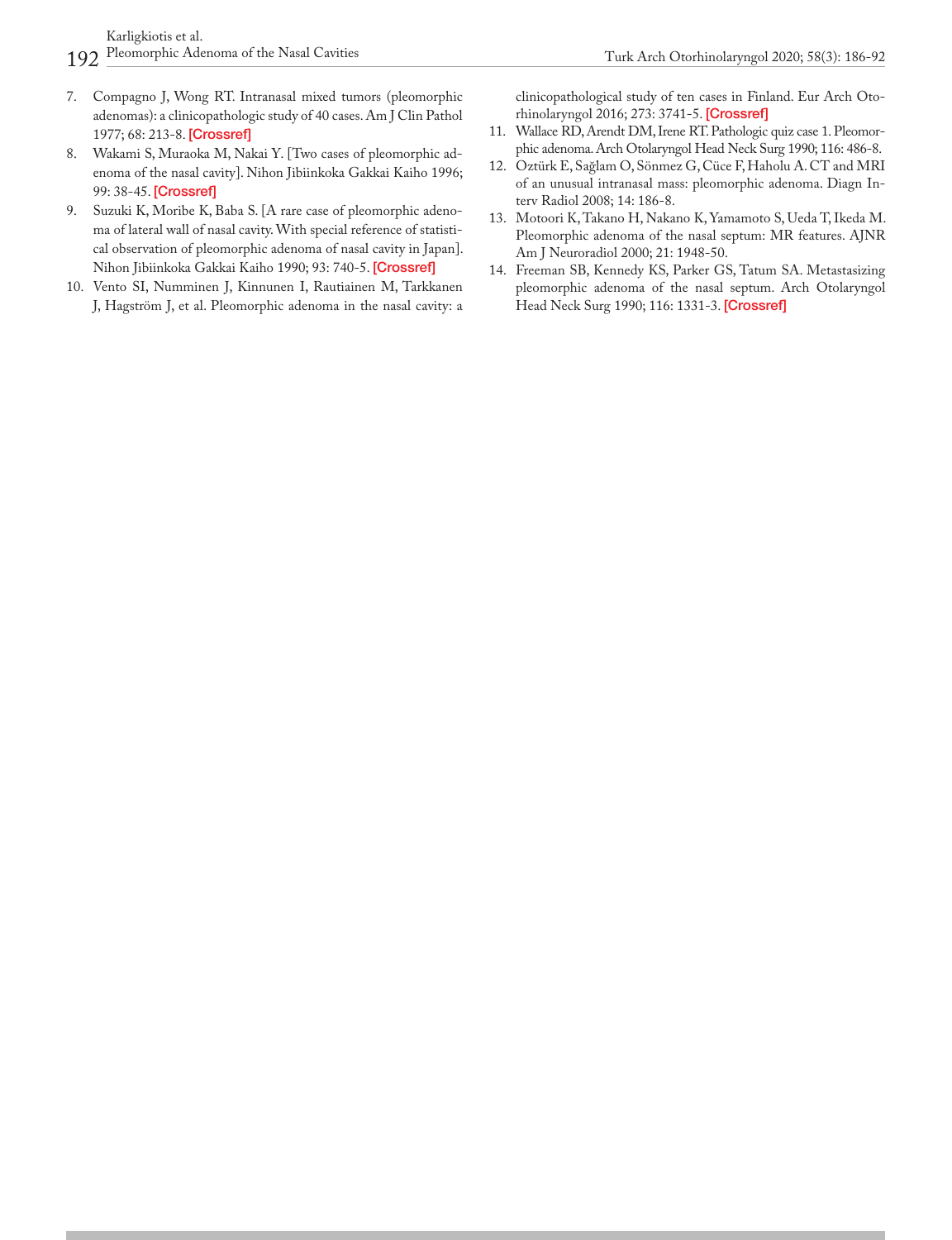7. Compagno J, Wong RT. Intranasal mixed tumors (pleomorphic adenomas): a clinicopathologic study of 40 cases. Am J Clin Pathol 1977; 68: 213-8. [Crossref]
8. Wakami S, Muraoka M, Nakai Y. [Two cases of pleomorphic adenoma of the nasal cavity]. Nihon Jibiinkoka Gakkai Kaiho 1996; 99: 38-45. [Crossref]
9. Suzuki K, Moribe K, Baba S. [A rare case of pleomorphic adenoma of lateral wall of nasal cavity. With special reference of statistical observation of pleomorphic adenoma of nasal cavity in Japan]. Nihon Jibiinkoka Gakkai Kaiho 1990; 93: 740-5. [Crossref]
10. Vento SI, Numminen J, Kinnunen I, Rautiainen M, Tarkkanen J, Hagström J, et al. Pleomorphic adenoma in the nasal cavity: a clinicopathological study of ten cases in Finland. Eur Arch Otorhinolaryngol 2016; 273: 3741-5. [Crossref]
11. Wallace RD, Arendt DM, Irene RT. Pathologic quiz case 1. Pleomorphic adenoma. Arch Otolaryngol Head Neck Surg 1990; 116: 486-8.
12. Oztürk E, Sağlam O, Sönmez G, Cüce F, Haholu A. CT and MRI of an unusual intranasal mass: pleomorphic adenoma. Diagn Interv Radiol 2008; 14: 186-8.
13. Motoori K, Takano H, Nakano K, Yamamoto S, Ueda T, Ikeda M. Pleomorphic adenoma of the nasal septum: MR features. AJNR Am J Neuroradiol 2000; 21: 1948-50.
14. Freeman SB, Kennedy KS, Parker GS, Tatum SA. Metastasizing pleomorphic adenoma of the nasal septum. Arch Otolaryngol Head Neck Surg 1990; 116: 1331-3. [Crossref]